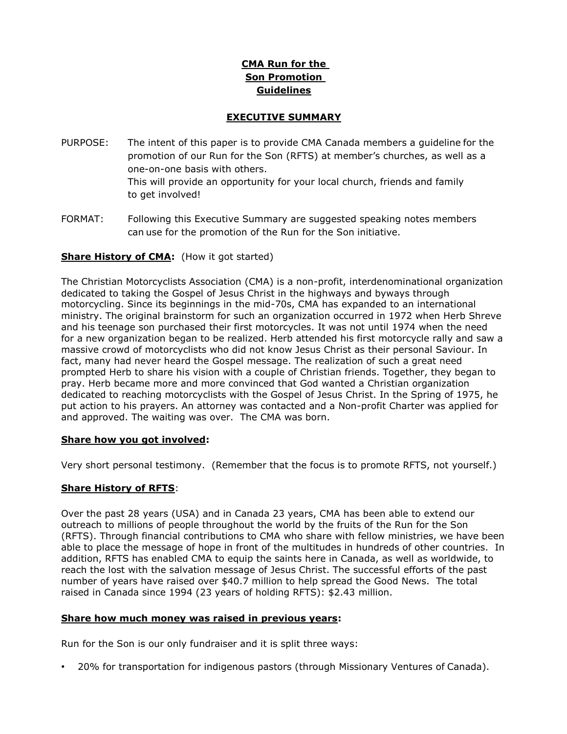# CMA Run for the Son Promotion Guidelines

## EXECUTIVE SUMMARY

PURPOSE: The intent of this paper is to provide CMA Canada members a guideline for the promotion of our Run for the Son (RFTS) at member's churches, as well as a one-on-one basis with others.
This will provide an opportunity for your local church, friends and family to get involved!

FORMAT: Following this Executive Summary are suggested speaking notes members can use for the promotion of the Run for the Son initiative.

**Share History of CMA:** (How it got started)

The Christian Motorcyclists Association (CMA) is a non-profit, interdenominational organization dedicated to taking the Gospel of Jesus Christ in the highways and byways through motorcycling. Since its beginnings in the mid-70s, CMA has expanded to an international ministry. The original brainstorm for such an organization occurred in 1972 when Herb Shreve and his teenage son purchased their first motorcycles. It was not until 1974 when the need for a new organization began to be realized. Herb attended his first motorcycle rally and saw a massive crowd of motorcyclists who did not know Jesus Christ as their personal Saviour. In fact, many had never heard the Gospel message. The realization of such a great need prompted Herb to share his vision with a couple of Christian friends. Together, they began to pray. Herb became more and more convinced that God wanted a Christian organization dedicated to reaching motorcyclists with the Gospel of Jesus Christ. In the Spring of 1975, he put action to his prayers. An attorney was contacted and a Non-profit Charter was applied for and approved. The waiting was over. The CMA was born.

**Share how you got involved:**

Very short personal testimony. (Remember that the focus is to promote RFTS, not yourself.)

**Share History of RFTS**:

Over the past 28 years (USA) and in Canada 23 years, CMA has been able to extend our outreach to millions of people throughout the world by the fruits of the Run for the Son (RFTS). Through financial contributions to CMA who share with fellow ministries, we have been able to place the message of hope in front of the multitudes in hundreds of other countries. In addition, RFTS has enabled CMA to equip the saints here in Canada, as well as worldwide, to reach the lost with the salvation message of Jesus Christ. The successful efforts of the past number of years have raised over $40.7 million to help spread the Good News. The total raised in Canada since 1994 (23 years of holding RFTS): $2.43 million.

**Share how much money was raised in previous years:**

Run for the Son is our only fundraiser and it is split three ways:

- 20% for transportation for indigenous pastors (through Missionary Ventures of Canada).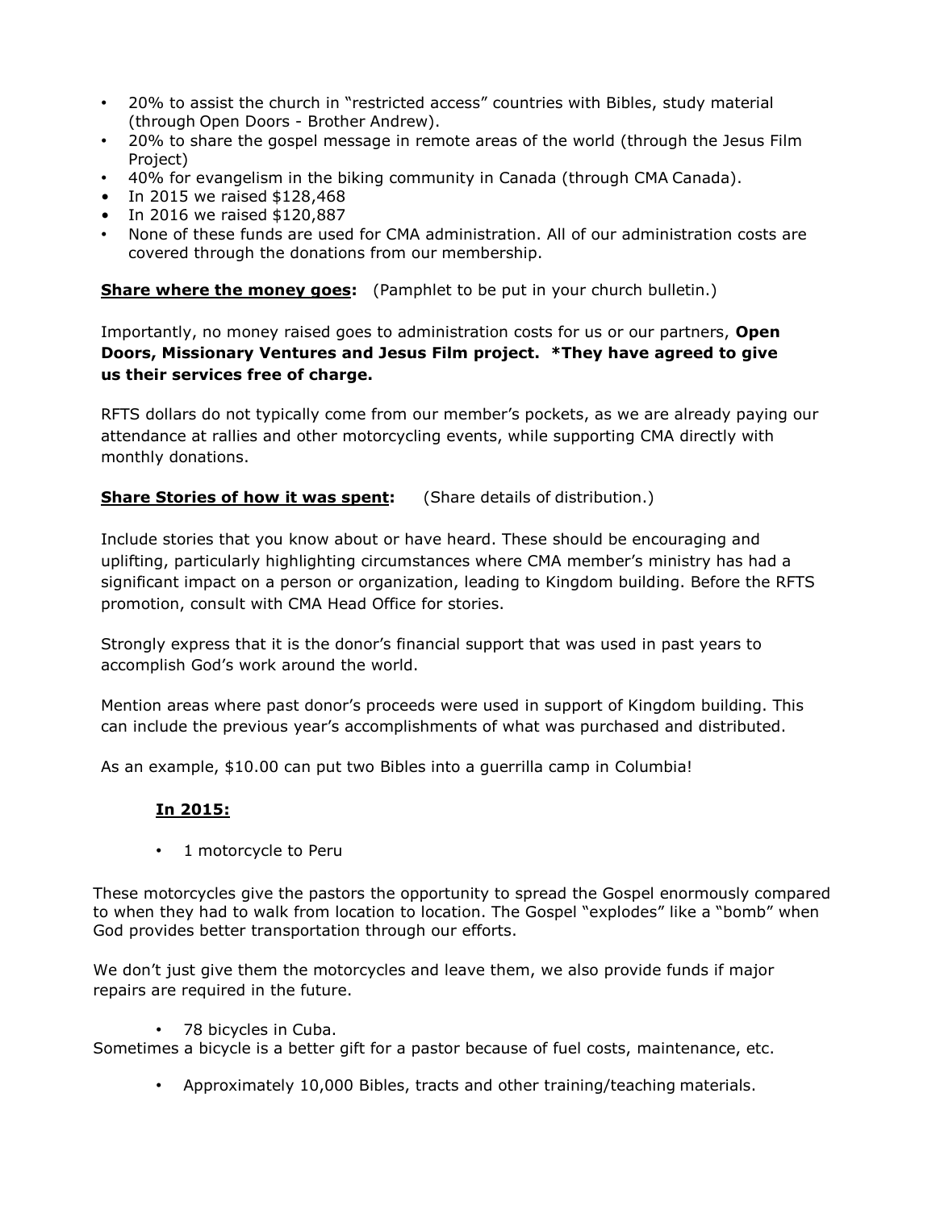- 20% to assist the church in "restricted access" countries with Bibles, study material (through Open Doors - Brother Andrew).
- 20% to share the gospel message in remote areas of the world (through the Jesus Film Project)
- 40% for evangelism in the biking community in Canada (through CMA Canada).
- In 2015 we raised $128,468
- In 2016 we raised $120,887
- None of these funds are used for CMA administration. All of our administration costs are covered through the donations from our membership.

**<u>Share where the money goes</u>:** (Pamphlet to be put in your church bulletin.)

Importantly, no money raised goes to administration costs for us or our partners, **Open Doors, Missionary Ventures and Jesus Film project. *They have agreed to give us their services free of charge.**

RFTS dollars do not typically come from our member's pockets, as we are already paying our attendance at rallies and other motorcycling events, while supporting CMA directly with monthly donations.

**<u>Share Stories of how it was spent</u>:** (Share details of distribution.)

Include stories that you know about or have heard. These should be encouraging and uplifting, particularly highlighting circumstances where CMA member's ministry has had a significant impact on a person or organization, leading to Kingdom building. Before the RFTS promotion, consult with CMA Head Office for stories.

Strongly express that it is the donor's financial support that was used in past years to accomplish God's work around the world.

Mention areas where past donor's proceeds were used in support of Kingdom building. This can include the previous year's accomplishments of what was purchased and distributed.

As an example, $10.00 can put two Bibles into a guerrilla camp in Columbia!

**<u>In 2015:</u>**

- 1 motorcycle to Peru

These motorcycles give the pastors the opportunity to spread the Gospel enormously compared to when they had to walk from location to location. The Gospel "explodes" like a "bomb" when God provides better transportation through our efforts.

We don't just give them the motorcycles and leave them, we also provide funds if major repairs are required in the future.

- 78 bicycles in Cuba.

Sometimes a bicycle is a better gift for a pastor because of fuel costs, maintenance, etc.

- Approximately 10,000 Bibles, tracts and other training/teaching materials.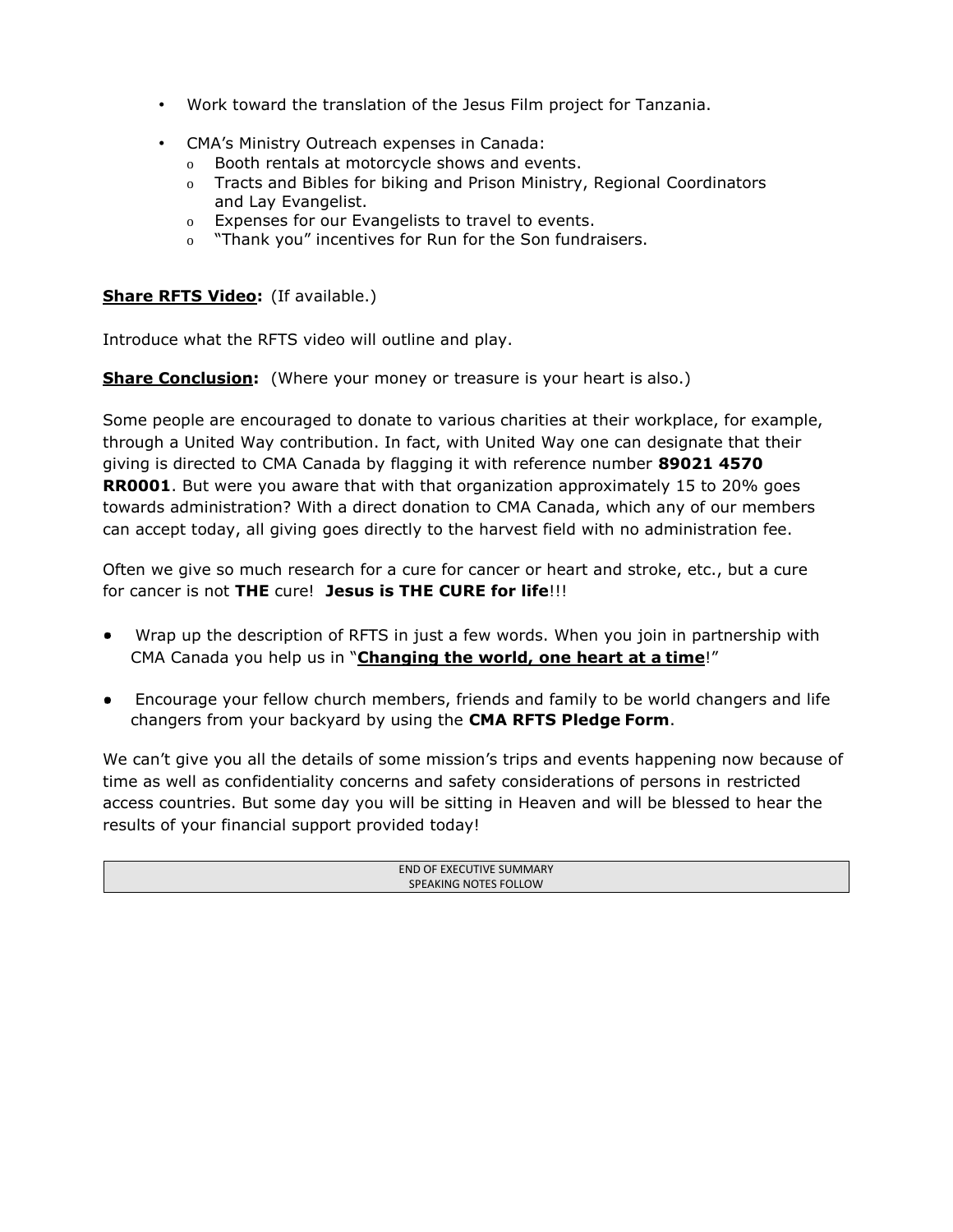- Work toward the translation of the Jesus Film project for Tanzania.

- CMA's Ministry Outreach expenses in Canada:
  - Booth rentals at motorcycle shows and events.
  - Tracts and Bibles for biking and Prison Ministry, Regional Coordinators and Lay Evangelist.
  - Expenses for our Evangelists to travel to events.
  - "Thank you" incentives for Run for the Son fundraisers.

**<u>Share RFTS Video</u>:** (If available.)

Introduce what the RFTS video will outline and play.

**<u>Share Conclusion</u>:** (Where your money or treasure is your heart is also.)

Some people are encouraged to donate to various charities at their workplace, for example, through a United Way contribution. In fact, with United Way one can designate that their giving is directed to CMA Canada by flagging it with reference number **89021 4570 RR0001**. But were you aware that with that organization approximately 15 to 20% goes towards administration? With a direct donation to CMA Canada, which any of our members can accept today, all giving goes directly to the harvest field with no administration fee.

Often we give so much research for a cure for cancer or heart and stroke, etc., but a cure for cancer is not **THE** cure! **Jesus is THE CURE for life**!!!

- Wrap up the description of RFTS in just a few words. When you join in partnership with CMA Canada you help us in "**<u>Changing the world, one heart at a time</u>**!"

- Encourage your fellow church members, friends and family to be world changers and life changers from your backyard by using the **CMA RFTS Pledge Form**.

We can't give you all the details of some mission's trips and events happening now because of time as well as confidentiality concerns and safety considerations of persons in restricted access countries. But some day you will be sitting in Heaven and will be blessed to hear the results of your financial support provided today!

| END OF EXECUTIVE SUMMARY<br>SPEAKING NOTES FOLLOW |
|---|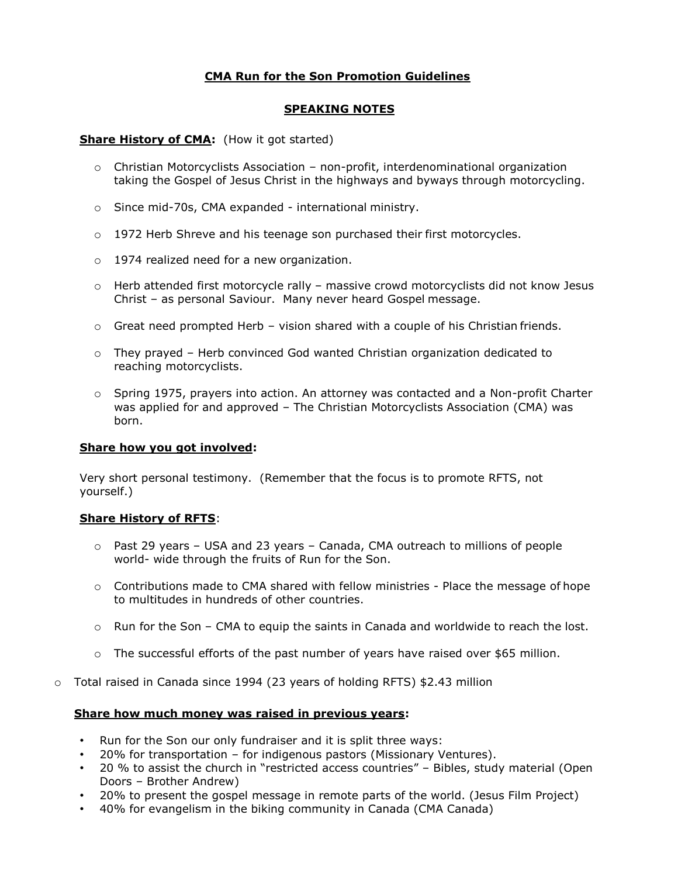## CMA Run for the Son Promotion Guidelines

### SPEAKING NOTES

**Share History of CMA:** (How it got started)

- Christian Motorcyclists Association – non-profit, interdenominational organization taking the Gospel of Jesus Christ in the highways and byways through motorcycling.
- Since mid-70s, CMA expanded - international ministry.
- 1972 Herb Shreve and his teenage son purchased their first motorcycles.
- 1974 realized need for a new organization.
- Herb attended first motorcycle rally – massive crowd motorcyclists did not know Jesus Christ – as personal Saviour. Many never heard Gospel message.
- Great need prompted Herb – vision shared with a couple of his Christian friends.
- They prayed – Herb convinced God wanted Christian organization dedicated to reaching motorcyclists.
- Spring 1975, prayers into action. An attorney was contacted and a Non-profit Charter was applied for and approved – The Christian Motorcyclists Association (CMA) was born.

**Share how you got involved:**

Very short personal testimony. (Remember that the focus is to promote RFTS, not yourself.)

**Share History of RFTS:**

- Past 29 years – USA and 23 years – Canada, CMA outreach to millions of people world- wide through the fruits of Run for the Son.
- Contributions made to CMA shared with fellow ministries - Place the message of hope to multitudes in hundreds of other countries.
- Run for the Son – CMA to equip the saints in Canada and worldwide to reach the lost.
- The successful efforts of the past number of years have raised over $65 million.

- Total raised in Canada since 1994 (23 years of holding RFTS) $2.43 million

**Share how much money was raised in previous years:**

- Run for the Son our only fundraiser and it is split three ways:
- 20% for transportation – for indigenous pastors (Missionary Ventures).
- 20 % to assist the church in "restricted access countries" – Bibles, study material (Open Doors – Brother Andrew)
- 20% to present the gospel message in remote parts of the world. (Jesus Film Project)
- 40% for evangelism in the biking community in Canada (CMA Canada)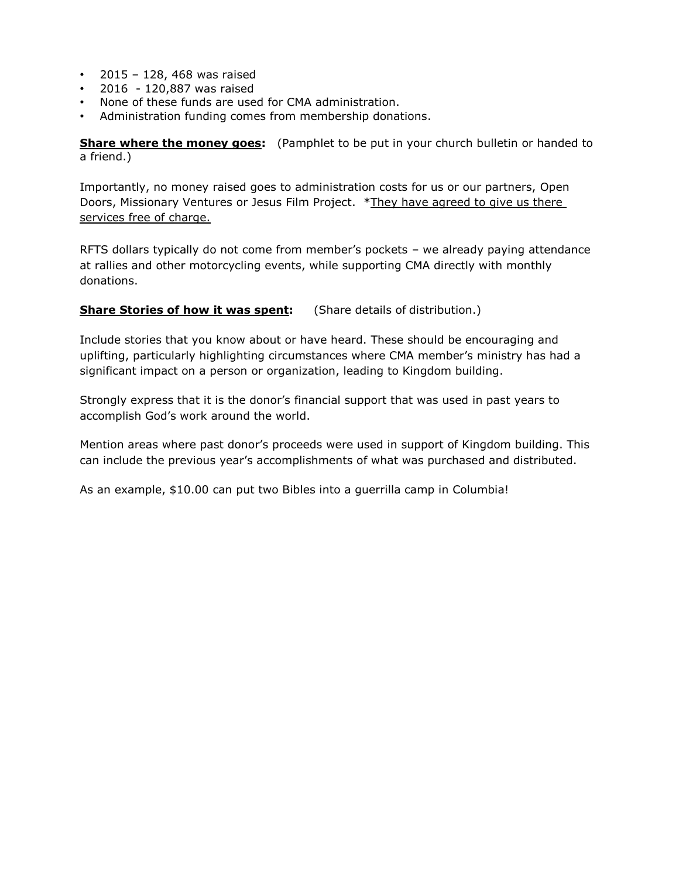- 2015 – 128, 468 was raised
- 2016 - 120,887 was raised
- None of these funds are used for CMA administration.
- Administration funding comes from membership donations.

<u>**Share where the money goes**</u>**:** (Pamphlet to be put in your church bulletin or handed to a friend.)

Importantly, no money raised goes to administration costs for us or our partners, Open Doors, Missionary Ventures or Jesus Film Project. *<u>They have agreed to give us there services free of charge.</u>

RFTS dollars typically do not come from member's pockets – we already paying attendance at rallies and other motorcycling events, while supporting CMA directly with monthly donations.

<u>**Share Stories of how it was spent**</u>**:** (Share details of distribution.)

Include stories that you know about or have heard. These should be encouraging and uplifting, particularly highlighting circumstances where CMA member's ministry has had a significant impact on a person or organization, leading to Kingdom building.

Strongly express that it is the donor's financial support that was used in past years to accomplish God's work around the world.

Mention areas where past donor's proceeds were used in support of Kingdom building. This can include the previous year's accomplishments of what was purchased and distributed.

As an example, $10.00 can put two Bibles into a guerrilla camp in Columbia!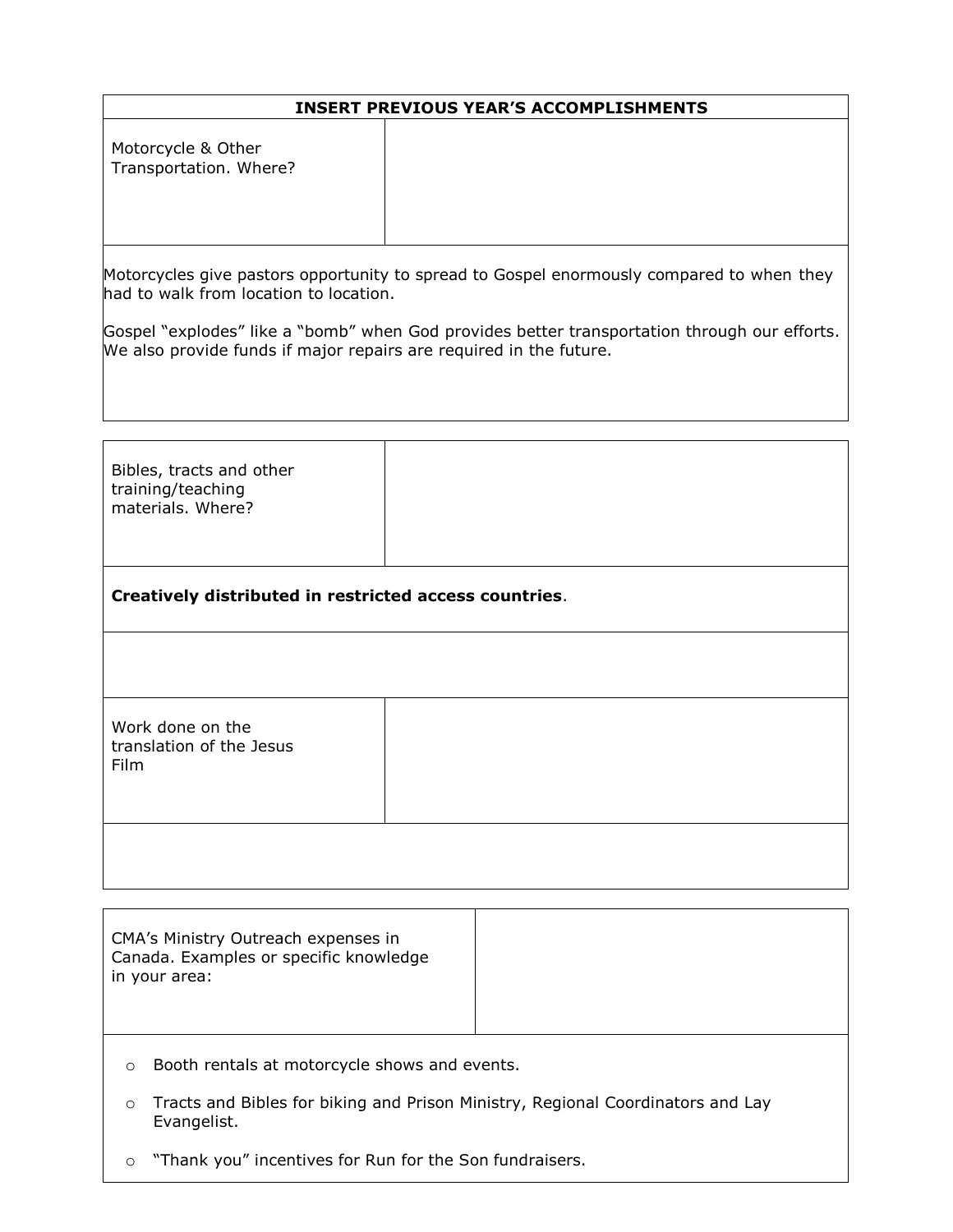| INSERT PREVIOUS YEAR'S ACCOMPLISHMENTS | |
| --- | --- |
| Motorcycle & Other Transportation. Where? | |

Motorcycles give pastors opportunity to spread to Gospel enormously compared to when they had to walk from location to location.

Gospel "explodes" like a "bomb" when God provides better transportation through our efforts. We also provide funds if major repairs are required in the future.

| Bibles, tracts and other training/teaching materials. Where? | |
| --- | --- |

**Creatively distributed in restricted access countries**.

| Work done on the translation of the Jesus Film | |
| --- | --- |

| CMA's Ministry Outreach expenses in Canada. Examples or specific knowledge in your area: | |
| --- | --- |

- Booth rentals at motorcycle shows and events.
- Tracts and Bibles for biking and Prison Ministry, Regional Coordinators and Lay Evangelist.
- "Thank you" incentives for Run for the Son fundraisers.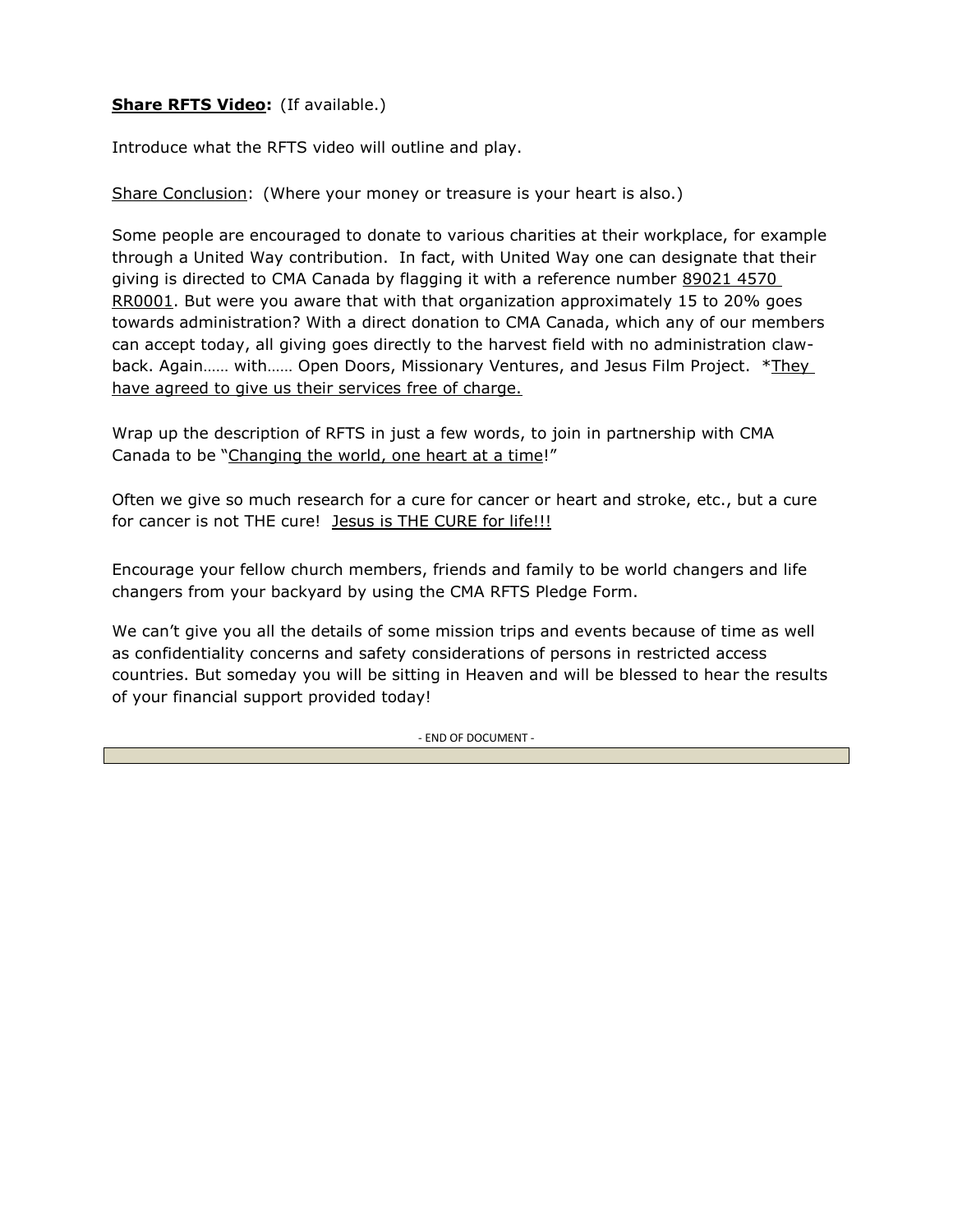**Share RFTS Video:** (If available.)

Introduce what the RFTS video will outline and play.

Share Conclusion: (Where your money or treasure is your heart is also.)

Some people are encouraged to donate to various charities at their workplace, for example through a United Way contribution. In fact, with United Way one can designate that their giving is directed to CMA Canada by flagging it with a reference number 89021 4570 RR0001. But were you aware that with that organization approximately 15 to 20% goes towards administration? With a direct donation to CMA Canada, which any of our members can accept today, all giving goes directly to the harvest field with no administration claw-back. Again…… with…… Open Doors, Missionary Ventures, and Jesus Film Project. *They have agreed to give us their services free of charge.

Wrap up the description of RFTS in just a few words, to join in partnership with CMA Canada to be "Changing the world, one heart at a time!"

Often we give so much research for a cure for cancer or heart and stroke, etc., but a cure for cancer is not THE cure! Jesus is THE CURE for life!!!

Encourage your fellow church members, friends and family to be world changers and life changers from your backyard by using the CMA RFTS Pledge Form.

We can't give you all the details of some mission trips and events because of time as well as confidentiality concerns and safety considerations of persons in restricted access countries. But someday you will be sitting in Heaven and will be blessed to hear the results of your financial support provided today!

- END OF DOCUMENT -